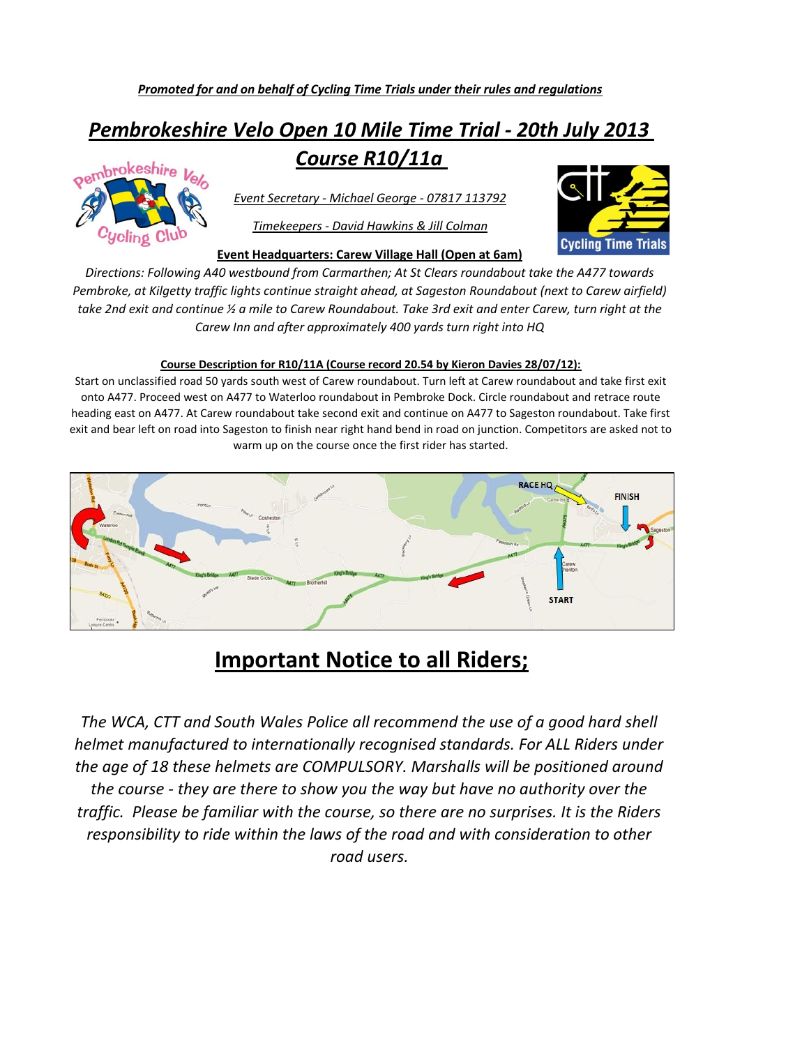***Promoted for and on behalf of Cycling Time Trials under their rules and regulations***

# *Pembrokeshire Velo Open 10 Mile Time Trial - 20th July 2013*
# *Course R10/11a*

*Event Secretary - Michael George - 07817 113792*

*Timekeepers - David Hawkins & Jill Colman*

**Event Headquarters: Carew Village Hall (Open at 6am)**

*Directions: Following A40 westbound from Carmarthen; At St Clears roundabout take the A477 towards Pembroke, at Kilgetty traffic lights continue straight ahead, at Sageston Roundabout (next to Carew airfield) take 2nd exit and continue ½ a mile to Carew Roundabout. Take 3rd exit and enter Carew, turn right at the Carew Inn and after approximately 400 yards turn right into HQ*

**Course Description for R10/11A (Course record 20.54 by Kieron Davies 28/07/12):**

Start on unclassified road 50 yards south west of Carew roundabout. Turn left at Carew roundabout and take first exit onto A477. Proceed west on A477 to Waterloo roundabout in Pembroke Dock. Circle roundabout and retrace route heading east on A477. At Carew roundabout take second exit and continue on A477 to Sageston roundabout. Take first exit and bear left on road into Sageston to finish near right hand bend in road on junction. Competitors are asked not to warm up on the course once the first rider has started.

# Important Notice to all Riders;

*The WCA, CTT and South Wales Police all recommend the use of a good hard shell helmet manufactured to internationally recognised standards. For ALL Riders under the age of 18 these helmets are COMPULSORY. Marshalls will be positioned around the course - they are there to show you the way but have no authority over the traffic. Please be familiar with the course, so there are no surprises. It is the Riders responsibility to ride within the laws of the road and with consideration to other road users.*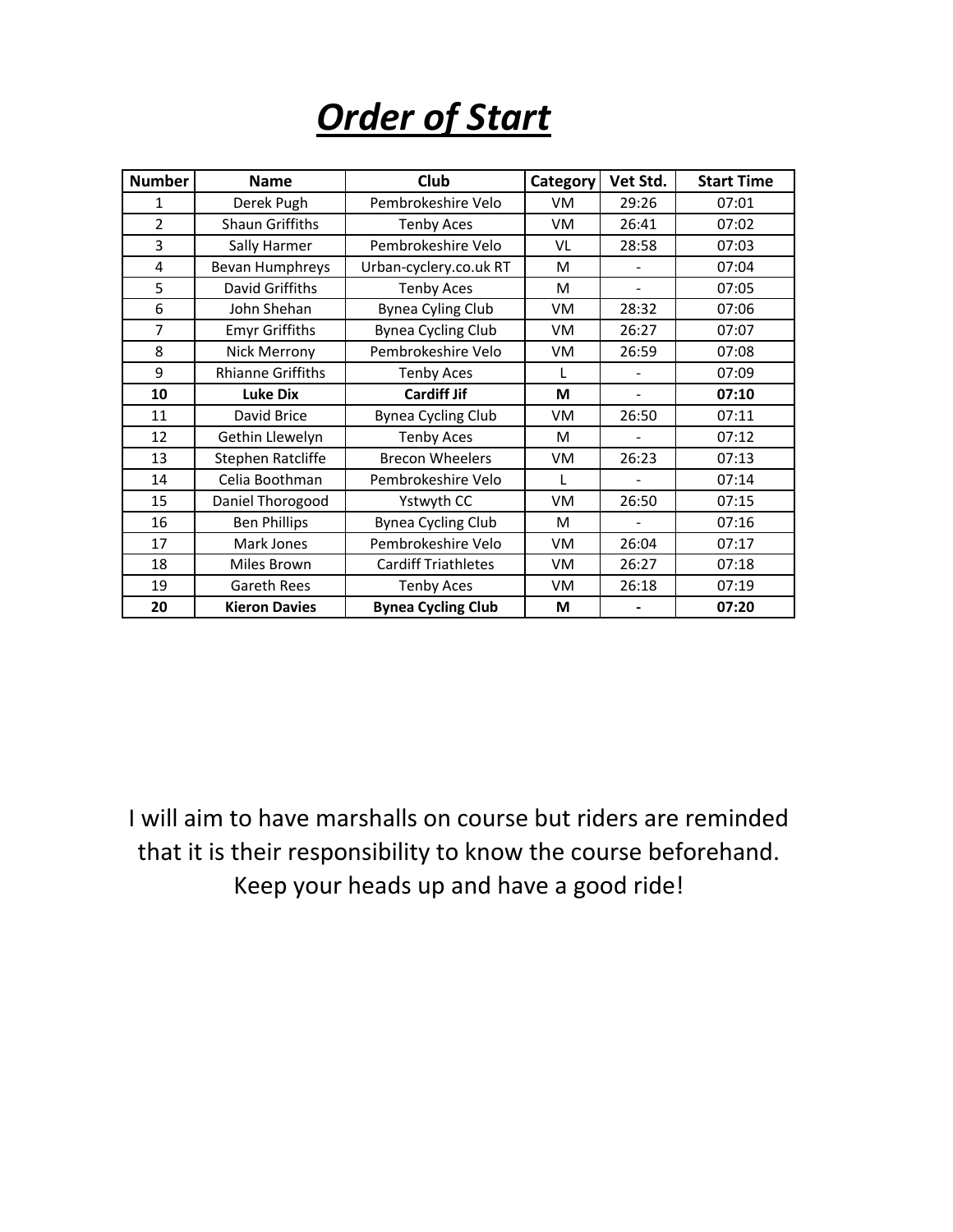# ***Order of Start***

| Number | Name | Club | Category | Vet Std. | Start Time |
|---|---|---|---|---|---|
| 1 | Derek Pugh | Pembrokeshire Velo | VM | 29:26 | 07:01 |
| 2 | Shaun Griffiths | Tenby Aces | VM | 26:41 | 07:02 |
| 3 | Sally Harmer | Pembrokeshire Velo | VL | 28:58 | 07:03 |
| 4 | Bevan Humphreys | Urban-cyclery.co.uk RT | M | - | 07:04 |
| 5 | David Griffiths | Tenby Aces | M | - | 07:05 |
| 6 | John Shehan | Bynea Cyling Club | VM | 28:32 | 07:06 |
| 7 | Emyr Griffiths | Bynea Cycling Club | VM | 26:27 | 07:07 |
| 8 | Nick Merrony | Pembrokeshire Velo | VM | 26:59 | 07:08 |
| 9 | Rhianne Griffiths | Tenby Aces | L | - | 07:09 |
| **10** | **Luke Dix** | **Cardiff Jif** | **M** | **-** | **07:10** |
| 11 | David Brice | Bynea Cycling Club | VM | 26:50 | 07:11 |
| 12 | Gethin Llewelyn | Tenby Aces | M | - | 07:12 |
| 13 | Stephen Ratcliffe | Brecon Wheelers | VM | 26:23 | 07:13 |
| 14 | Celia Boothman | Pembrokeshire Velo | L | - | 07:14 |
| 15 | Daniel Thorogood | Ystwyth CC | VM | 26:50 | 07:15 |
| 16 | Ben Phillips | Bynea Cycling Club | M | - | 07:16 |
| 17 | Mark Jones | Pembrokeshire Velo | VM | 26:04 | 07:17 |
| 18 | Miles Brown | Cardiff Triathletes | VM | 26:27 | 07:18 |
| 19 | Gareth Rees | Tenby Aces | VM | 26:18 | 07:19 |
| **20** | **Kieron Davies** | **Bynea Cycling Club** | **M** | **-** | **07:20** |

I will aim to have marshalls on course but riders are reminded that it is their responsibility to know the course beforehand. Keep your heads up and have a good ride!